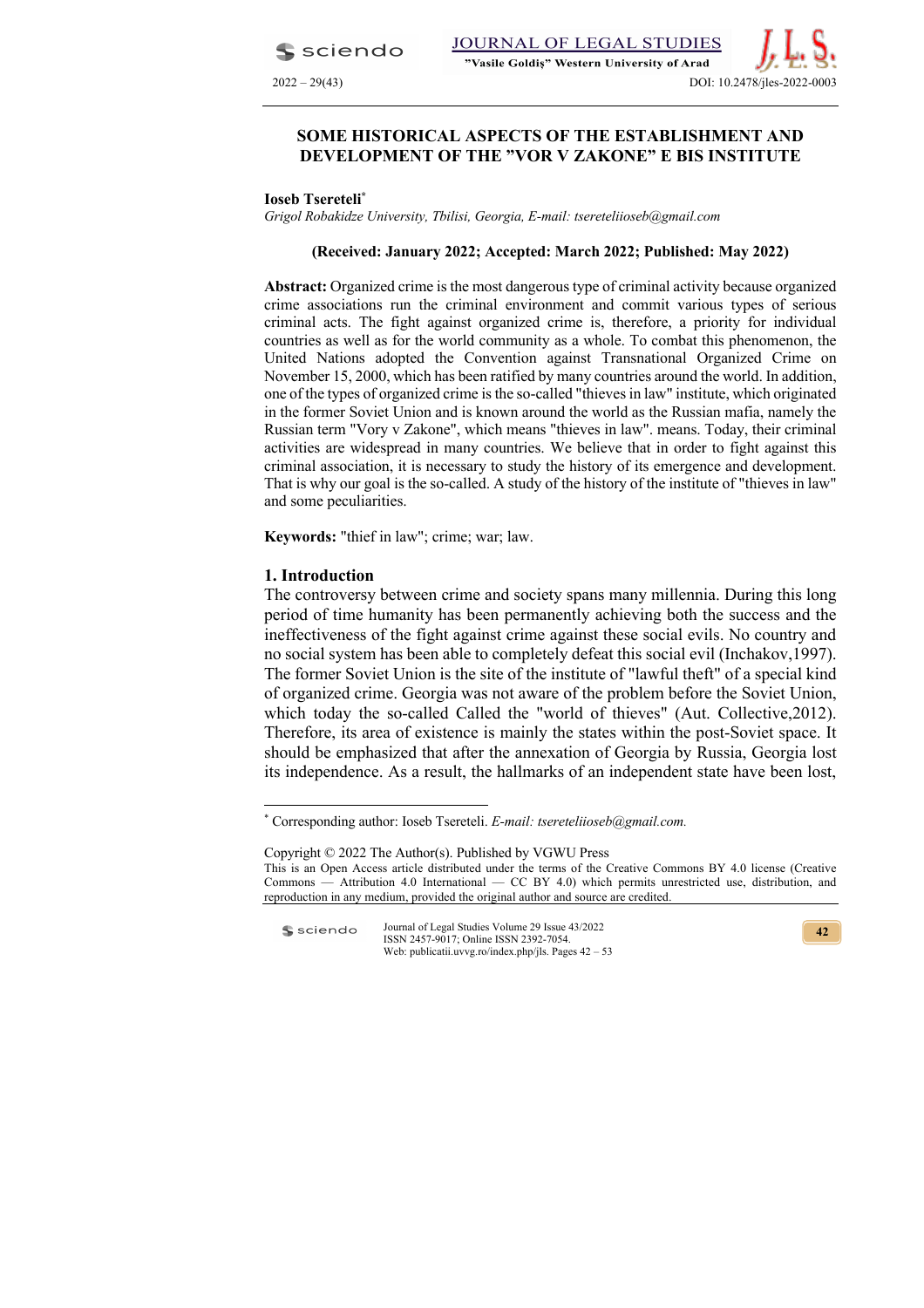# SOME HISTORICAL ASPECTS OF THE ESTABLISHMENT AND DEVELOPMENT OF THE "VOR V ZAKONE" E BIS INSTITUTE

**Ioseb Tsereteli***

*Grigol Robakidze University, Tbilisi, Georgia, E-mail: tsereteliioseb@gmail.com*

**(Received: January 2022; Accepted: March 2022; Published: May 2022)**

**Abstract:** Organized crime is the most dangerous type of criminal activity because organized crime associations run the criminal environment and commit various types of serious criminal acts. The fight against organized crime is, therefore, a priority for individual countries as well as for the world community as a whole. To combat this phenomenon, the United Nations adopted the Convention against Transnational Organized Crime on November 15, 2000, which has been ratified by many countries around the world. In addition, one of the types of organized crime is the so-called "thieves in law" institute, which originated in the former Soviet Union and is known around the world as the Russian mafia, namely the Russian term "Vory v Zakone", which means "thieves in law". means. Today, their criminal activities are widespread in many countries. We believe that in order to fight against this criminal association, it is necessary to study the history of its emergence and development. That is why our goal is the so-called. A study of the history of the institute of "thieves in law" and some peculiarities.

**Keywords:** "thief in law"; crime; war; law.

## 1. Introduction

The controversy between crime and society spans many millennia. During this long period of time humanity has been permanently achieving both the success and the ineffectiveness of the fight against crime against these social evils. No country and no social system has been able to completely defeat this social evil (Inchakov,1997). The former Soviet Union is the site of the institute of "lawful theft" of a special kind of organized crime. Georgia was not aware of the problem before the Soviet Union, which today the so-called Called the "world of thieves" (Aut. Collective,2012). Therefore, its area of existence is mainly the states within the post-Soviet space. It should be emphasized that after the annexation of Georgia by Russia, Georgia lost its independence. As a result, the hallmarks of an independent state have been lost,

---

\* Corresponding author: Ioseb Tsereteli. *E-mail: tsereteliioseb@gmail.com.*

Copyright © 2022 The Author(s). Published by VGWU Press
This is an Open Access article distributed under the terms of the Creative Commons BY 4.0 license (Creative Commons — Attribution 4.0 International — CC BY 4.0) which permits unrestricted use, distribution, and reproduction in any medium, provided the original author and source are credited.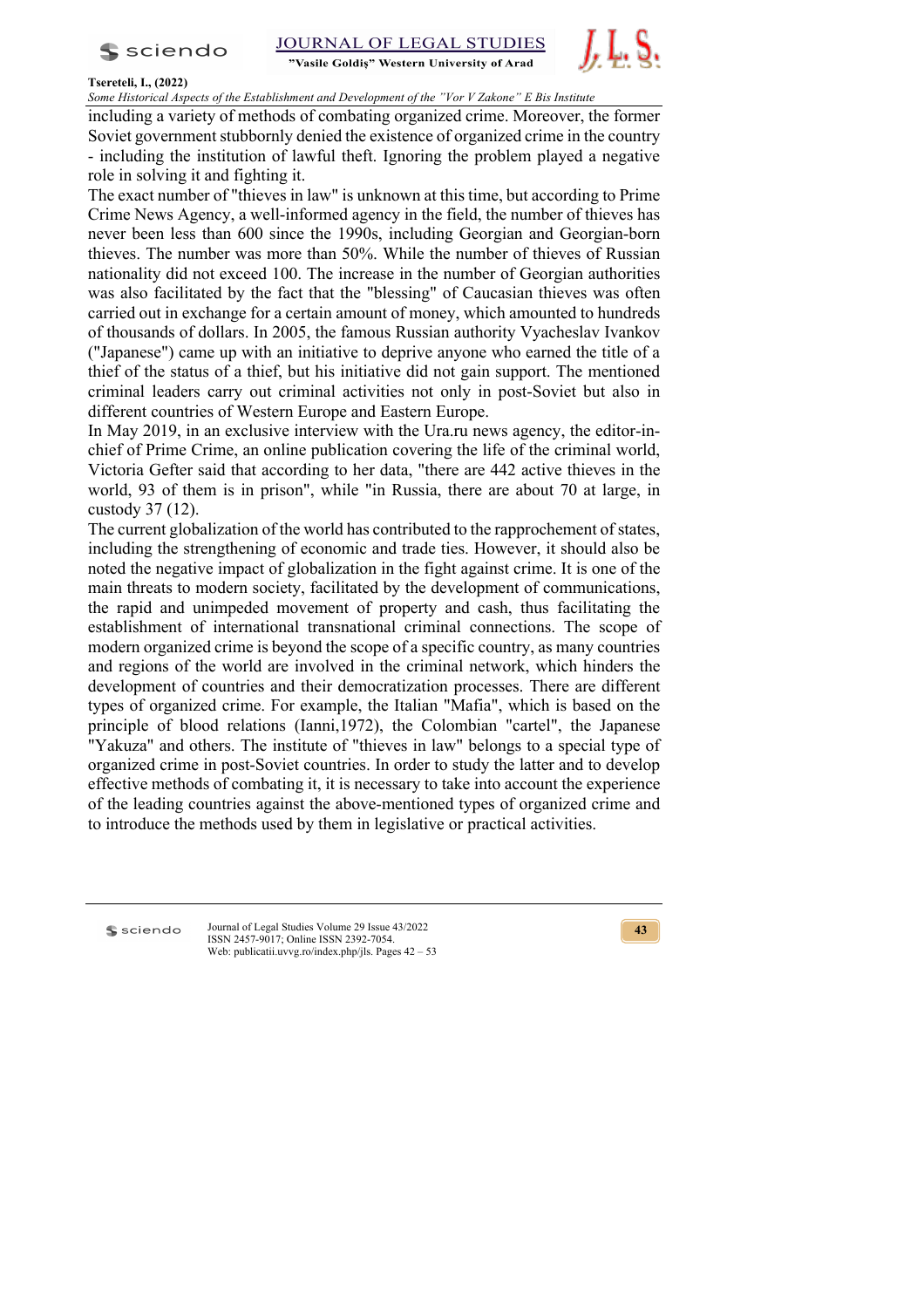including a variety of methods of combating organized crime. Moreover, the former Soviet government stubbornly denied the existence of organized crime in the country - including the institution of lawful theft. Ignoring the problem played a negative role in solving it and fighting it.

The exact number of "thieves in law" is unknown at this time, but according to Prime Crime News Agency, a well-informed agency in the field, the number of thieves has never been less than 600 since the 1990s, including Georgian and Georgian-born thieves. The number was more than 50%. While the number of thieves of Russian nationality did not exceed 100. The increase in the number of Georgian authorities was also facilitated by the fact that the "blessing" of Caucasian thieves was often carried out in exchange for a certain amount of money, which amounted to hundreds of thousands of dollars. In 2005, the famous Russian authority Vyacheslav Ivankov ("Japanese") came up with an initiative to deprive anyone who earned the title of a thief of the status of a thief, but his initiative did not gain support. The mentioned criminal leaders carry out criminal activities not only in post-Soviet but also in different countries of Western Europe and Eastern Europe.

In May 2019, in an exclusive interview with the Ura.ru news agency, the editor-in-chief of Prime Crime, an online publication covering the life of the criminal world, Victoria Gefter said that according to her data, "there are 442 active thieves in the world, 93 of them is in prison", while "in Russia, there are about 70 at large, in custody 37 (12).

The current globalization of the world has contributed to the rapprochement of states, including the strengthening of economic and trade ties. However, it should also be noted the negative impact of globalization in the fight against crime. It is one of the main threats to modern society, facilitated by the development of communications, the rapid and unimpeded movement of property and cash, thus facilitating the establishment of international transnational criminal connections. The scope of modern organized crime is beyond the scope of a specific country, as many countries and regions of the world are involved in the criminal network, which hinders the development of countries and their democratization processes. There are different types of organized crime. For example, the Italian "Mafia", which is based on the principle of blood relations (Ianni,1972), the Colombian "cartel", the Japanese "Yakuza" and others. The institute of "thieves in law" belongs to a special type of organized crime in post-Soviet countries. In order to study the latter and to develop effective methods of combating it, it is necessary to take into account the experience of the leading countries against the above-mentioned types of organized crime and to introduce the methods used by them in legislative or practical activities.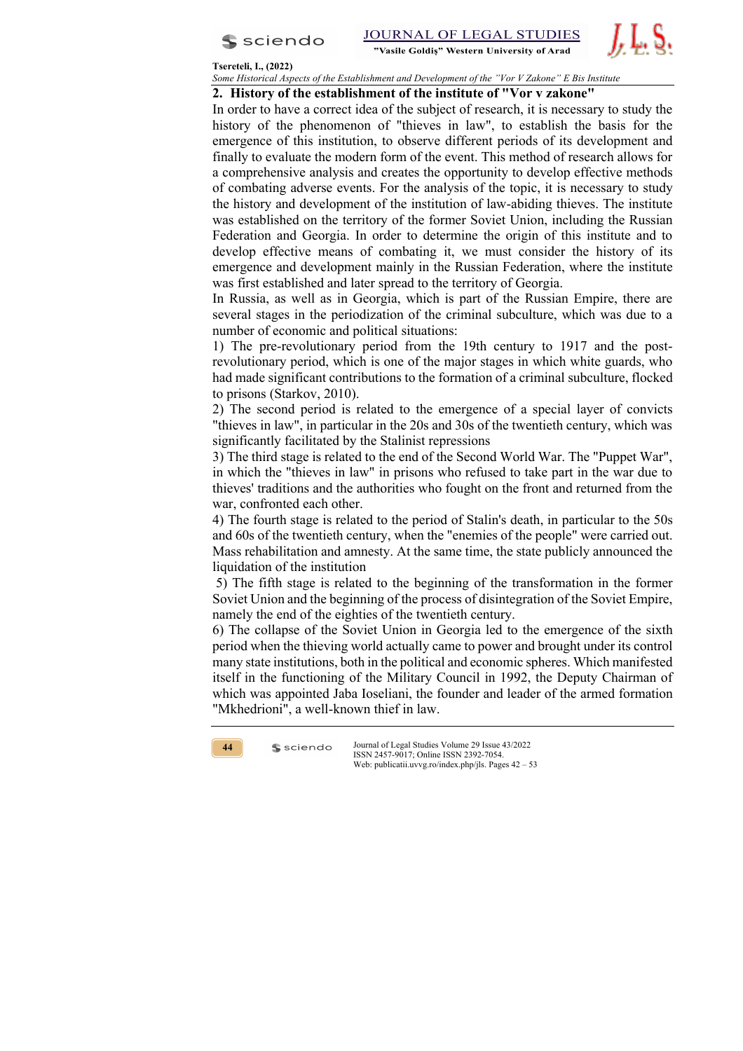## 2. History of the establishment of the institute of "Vor v zakone"

In order to have a correct idea of the subject of research, it is necessary to study the history of the phenomenon of "thieves in law", to establish the basis for the emergence of this institution, to observe different periods of its development and finally to evaluate the modern form of the event. This method of research allows for a comprehensive analysis and creates the opportunity to develop effective methods of combating adverse events. For the analysis of the topic, it is necessary to study the history and development of the institution of law-abiding thieves. The institute was established on the territory of the former Soviet Union, including the Russian Federation and Georgia. In order to determine the origin of this institute and to develop effective means of combating it, we must consider the history of its emergence and development mainly in the Russian Federation, where the institute was first established and later spread to the territory of Georgia.

In Russia, as well as in Georgia, which is part of the Russian Empire, there are several stages in the periodization of the criminal subculture, which was due to a number of economic and political situations:

1) The pre-revolutionary period from the 19th century to 1917 and the post-revolutionary period, which is one of the major stages in which white guards, who had made significant contributions to the formation of a criminal subculture, flocked to prisons (Starkov, 2010).

2) The second period is related to the emergence of a special layer of convicts "thieves in law", in particular in the 20s and 30s of the twentieth century, which was significantly facilitated by the Stalinist repressions

3) The third stage is related to the end of the Second World War. The "Puppet War", in which the "thieves in law" in prisons who refused to take part in the war due to thieves' traditions and the authorities who fought on the front and returned from the war, confronted each other.

4) The fourth stage is related to the period of Stalin's death, in particular to the 50s and 60s of the twentieth century, when the "enemies of the people" were carried out. Mass rehabilitation and amnesty. At the same time, the state publicly announced the liquidation of the institution

5) The fifth stage is related to the beginning of the transformation in the former Soviet Union and the beginning of the process of disintegration of the Soviet Empire, namely the end of the eighties of the twentieth century.

6) The collapse of the Soviet Union in Georgia led to the emergence of the sixth period when the thieving world actually came to power and brought under its control many state institutions, both in the political and economic spheres. Which manifested itself in the functioning of the Military Council in 1992, the Deputy Chairman of which was appointed Jaba Ioseliani, the founder and leader of the armed formation "Mkhedrioni", a well-known thief in law.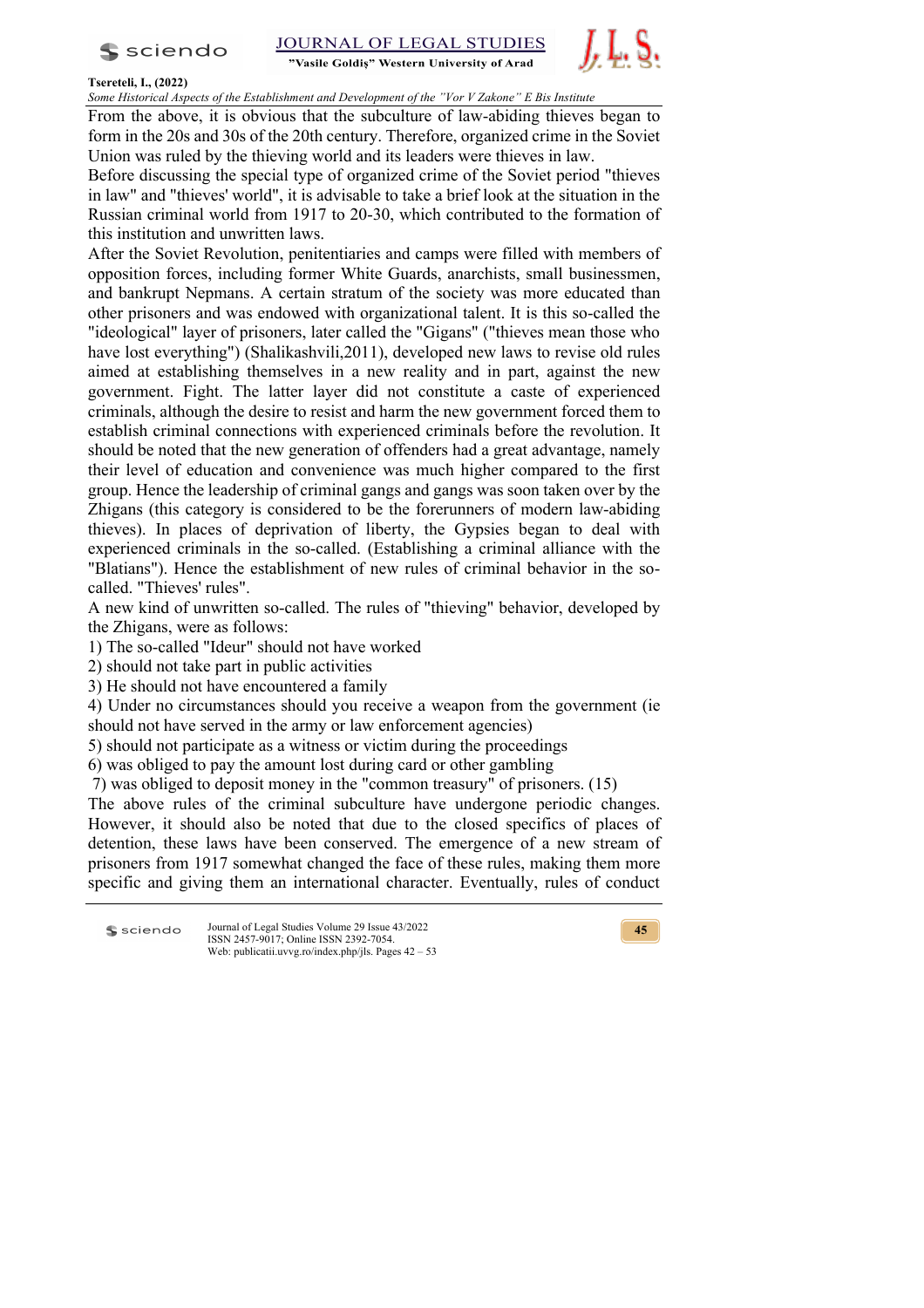From the above, it is obvious that the subculture of law-abiding thieves began to form in the 20s and 30s of the 20th century. Therefore, organized crime in the Soviet Union was ruled by the thieving world and its leaders were thieves in law.

Before discussing the special type of organized crime of the Soviet period "thieves in law" and "thieves' world", it is advisable to take a brief look at the situation in the Russian criminal world from 1917 to 20-30, which contributed to the formation of this institution and unwritten laws.

After the Soviet Revolution, penitentiaries and camps were filled with members of opposition forces, including former White Guards, anarchists, small businessmen, and bankrupt Nepmans. A certain stratum of the society was more educated than other prisoners and was endowed with organizational talent. It is this so-called the "ideological" layer of prisoners, later called the "Gigans" ("thieves mean those who have lost everything") (Shalikashvili,2011), developed new laws to revise old rules aimed at establishing themselves in a new reality and in part, against the new government. Fight. The latter layer did not constitute a caste of experienced criminals, although the desire to resist and harm the new government forced them to establish criminal connections with experienced criminals before the revolution. It should be noted that the new generation of offenders had a great advantage, namely their level of education and convenience was much higher compared to the first group. Hence the leadership of criminal gangs and gangs was soon taken over by the Zhigans (this category is considered to be the forerunners of modern law-abiding thieves). In places of deprivation of liberty, the Gypsies began to deal with experienced criminals in the so-called. (Establishing a criminal alliance with the "Blatians"). Hence the establishment of new rules of criminal behavior in the so-called. "Thieves' rules".

A new kind of unwritten so-called. The rules of "thieving" behavior, developed by the Zhigans, were as follows:

1) The so-called "Ideur" should not have worked
2) should not take part in public activities
3) He should not have encountered a family
4) Under no circumstances should you receive a weapon from the government (ie should not have served in the army or law enforcement agencies)
5) should not participate as a witness or victim during the proceedings
6) was obliged to pay the amount lost during card or other gambling
7) was obliged to deposit money in the "common treasury" of prisoners. (15)

The above rules of the criminal subculture have undergone periodic changes. However, it should also be noted that due to the closed specifics of places of detention, these laws have been conserved. The emergence of a new stream of prisoners from 1917 somewhat changed the face of these rules, making them more specific and giving them an international character. Eventually, rules of conduct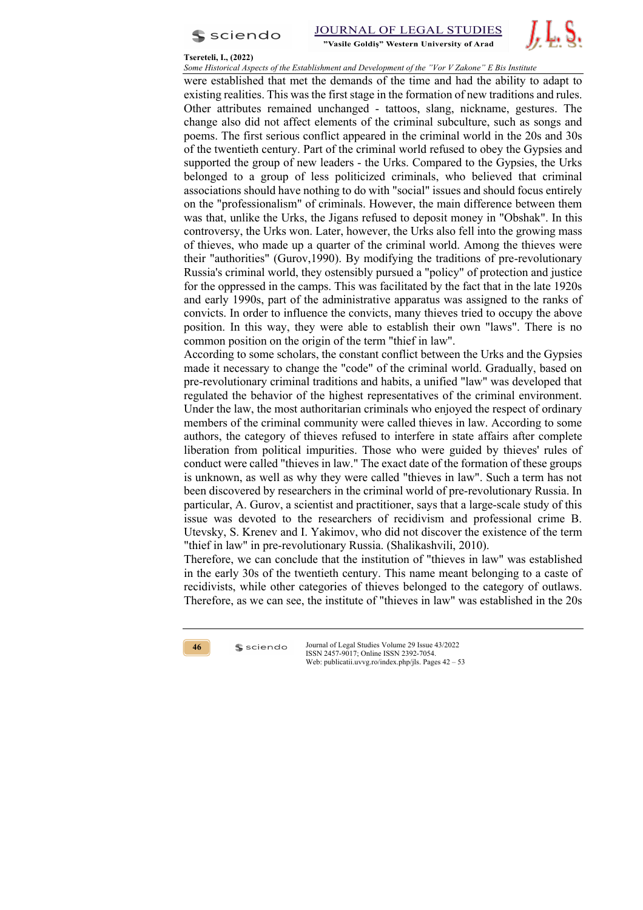were established that met the demands of the time and had the ability to adapt to existing realities. This was the first stage in the formation of new traditions and rules. Other attributes remained unchanged - tattoos, slang, nickname, gestures. The change also did not affect elements of the criminal subculture, such as songs and poems. The first serious conflict appeared in the criminal world in the 20s and 30s of the twentieth century. Part of the criminal world refused to obey the Gypsies and supported the group of new leaders - the Urks. Compared to the Gypsies, the Urks belonged to a group of less politicized criminals, who believed that criminal associations should have nothing to do with "social" issues and should focus entirely on the "professionalism" of criminals. However, the main difference between them was that, unlike the Urks, the Jigans refused to deposit money in "Obshak". In this controversy, the Urks won. Later, however, the Urks also fell into the growing mass of thieves, who made up a quarter of the criminal world. Among the thieves were their "authorities" (Gurov,1990). By modifying the traditions of pre-revolutionary Russia's criminal world, they ostensibly pursued a "policy" of protection and justice for the oppressed in the camps. This was facilitated by the fact that in the late 1920s and early 1990s, part of the administrative apparatus was assigned to the ranks of convicts. In order to influence the convicts, many thieves tried to occupy the above position. In this way, they were able to establish their own "laws". There is no common position on the origin of the term "thief in law".

According to some scholars, the constant conflict between the Urks and the Gypsies made it necessary to change the "code" of the criminal world. Gradually, based on pre-revolutionary criminal traditions and habits, a unified "law" was developed that regulated the behavior of the highest representatives of the criminal environment. Under the law, the most authoritarian criminals who enjoyed the respect of ordinary members of the criminal community were called thieves in law. According to some authors, the category of thieves refused to interfere in state affairs after complete liberation from political impurities. Those who were guided by thieves' rules of conduct were called "thieves in law." The exact date of the formation of these groups is unknown, as well as why they were called "thieves in law". Such a term has not been discovered by researchers in the criminal world of pre-revolutionary Russia. In particular, A. Gurov, a scientist and practitioner, says that a large-scale study of this issue was devoted to the researchers of recidivism and professional crime B. Utevsky, S. Krenev and I. Yakimov, who did not discover the existence of the term "thief in law" in pre-revolutionary Russia. (Shalikashvili, 2010).

Therefore, we can conclude that the institution of "thieves in law" was established in the early 30s of the twentieth century. This name meant belonging to a caste of recidivists, while other categories of thieves belonged to the category of outlaws. Therefore, as we can see, the institute of "thieves in law" was established in the 20s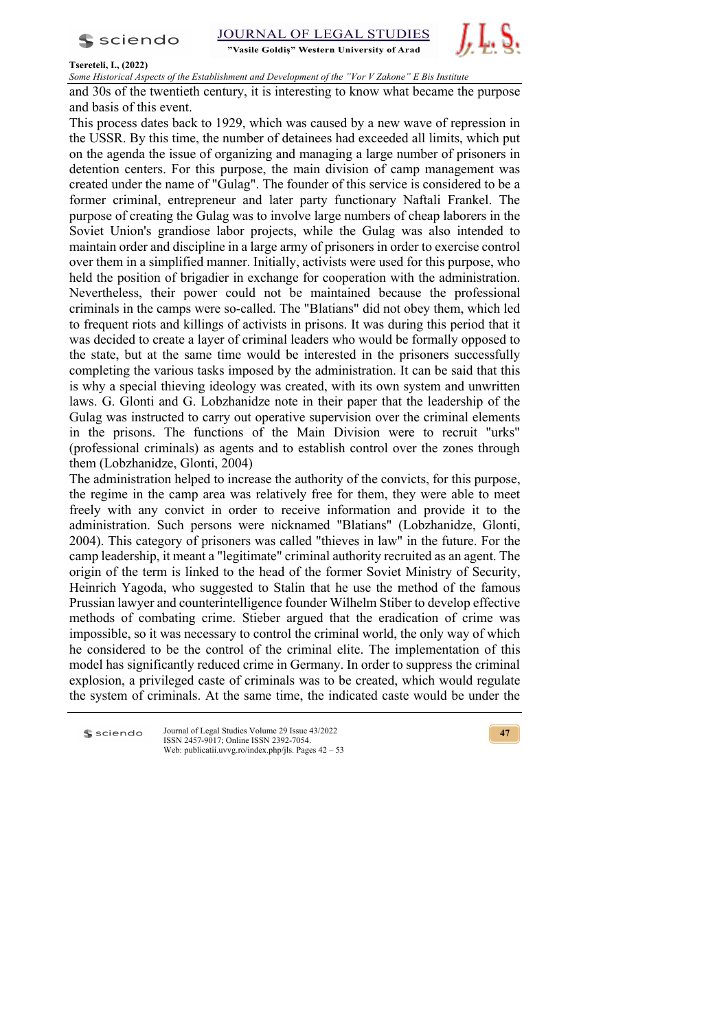and 30s of the twentieth century, it is interesting to know what became the purpose and basis of this event.

This process dates back to 1929, which was caused by a new wave of repression in the USSR. By this time, the number of detainees had exceeded all limits, which put on the agenda the issue of organizing and managing a large number of prisoners in detention centers. For this purpose, the main division of camp management was created under the name of "Gulag". The founder of this service is considered to be a former criminal, entrepreneur and later party functionary Naftali Frankel. The purpose of creating the Gulag was to involve large numbers of cheap laborers in the Soviet Union's grandiose labor projects, while the Gulag was also intended to maintain order and discipline in a large army of prisoners in order to exercise control over them in a simplified manner. Initially, activists were used for this purpose, who held the position of brigadier in exchange for cooperation with the administration. Nevertheless, their power could not be maintained because the professional criminals in the camps were so-called. The "Blatians" did not obey them, which led to frequent riots and killings of activists in prisons. It was during this period that it was decided to create a layer of criminal leaders who would be formally opposed to the state, but at the same time would be interested in the prisoners successfully completing the various tasks imposed by the administration. It can be said that this is why a special thieving ideology was created, with its own system and unwritten laws. G. Glonti and G. Lobzhanidze note in their paper that the leadership of the Gulag was instructed to carry out operative supervision over the criminal elements in the prisons. The functions of the Main Division were to recruit "urks" (professional criminals) as agents and to establish control over the zones through them (Lobzhanidze, Glonti, 2004)

The administration helped to increase the authority of the convicts, for this purpose, the regime in the camp area was relatively free for them, they were able to meet freely with any convict in order to receive information and provide it to the administration. Such persons were nicknamed "Blatians" (Lobzhanidze, Glonti, 2004). This category of prisoners was called "thieves in law" in the future. For the camp leadership, it meant a "legitimate" criminal authority recruited as an agent. The origin of the term is linked to the head of the former Soviet Ministry of Security, Heinrich Yagoda, who suggested to Stalin that he use the method of the famous Prussian lawyer and counterintelligence founder Wilhelm Stiber to develop effective methods of combating crime. Stieber argued that the eradication of crime was impossible, so it was necessary to control the criminal world, the only way of which he considered to be the control of the criminal elite. The implementation of this model has significantly reduced crime in Germany. In order to suppress the criminal explosion, a privileged caste of criminals was to be created, which would regulate the system of criminals. At the same time, the indicated caste would be under the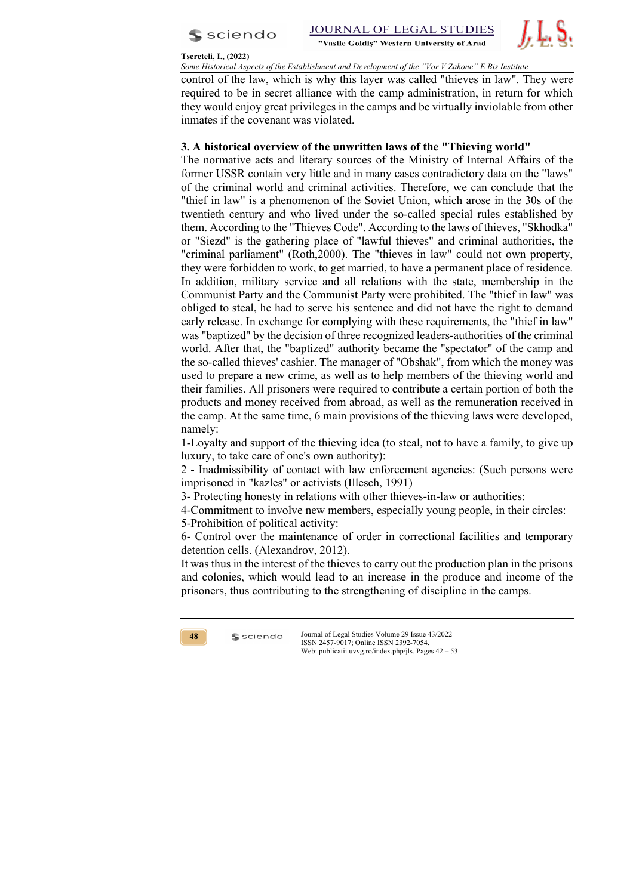control of the law, which is why this layer was called "thieves in law". They were required to be in secret alliance with the camp administration, in return for which they would enjoy great privileges in the camps and be virtually inviolable from other inmates if the covenant was violated.

## 3. A historical overview of the unwritten laws of the "Thieving world"

The normative acts and literary sources of the Ministry of Internal Affairs of the former USSR contain very little and in many cases contradictory data on the "laws" of the criminal world and criminal activities. Therefore, we can conclude that the "thief in law" is a phenomenon of the Soviet Union, which arose in the 30s of the twentieth century and who lived under the so-called special rules established by them. According to the "Thieves Code". According to the laws of thieves, "Skhodka" or "Siezd" is the gathering place of "lawful thieves" and criminal authorities, the "criminal parliament" (Roth,2000). The "thieves in law" could not own property, they were forbidden to work, to get married, to have a permanent place of residence. In addition, military service and all relations with the state, membership in the Communist Party and the Communist Party were prohibited. The "thief in law" was obliged to steal, he had to serve his sentence and did not have the right to demand early release. In exchange for complying with these requirements, the "thief in law" was "baptized" by the decision of three recognized leaders-authorities of the criminal world. After that, the "baptized" authority became the "spectator" of the camp and the so-called thieves' cashier. The manager of "Obshak", from which the money was used to prepare a new crime, as well as to help members of the thieving world and their families. All prisoners were required to contribute a certain portion of both the products and money received from abroad, as well as the remuneration received in the camp. At the same time, 6 main provisions of the thieving laws were developed, namely:

1-Loyalty and support of the thieving idea (to steal, not to have a family, to give up luxury, to take care of one's own authority):

2 - Inadmissibility of contact with law enforcement agencies: (Such persons were imprisoned in "kazles" or activists (Illesch, 1991)

3- Protecting honesty in relations with other thieves-in-law or authorities:

4-Commitment to involve new members, especially young people, in their circles:

5-Prohibition of political activity:

6- Control over the maintenance of order in correctional facilities and temporary detention cells. (Alexandrov, 2012).

It was thus in the interest of the thieves to carry out the production plan in the prisons and colonies, which would lead to an increase in the produce and income of the prisoners, thus contributing to the strengthening of discipline in the camps.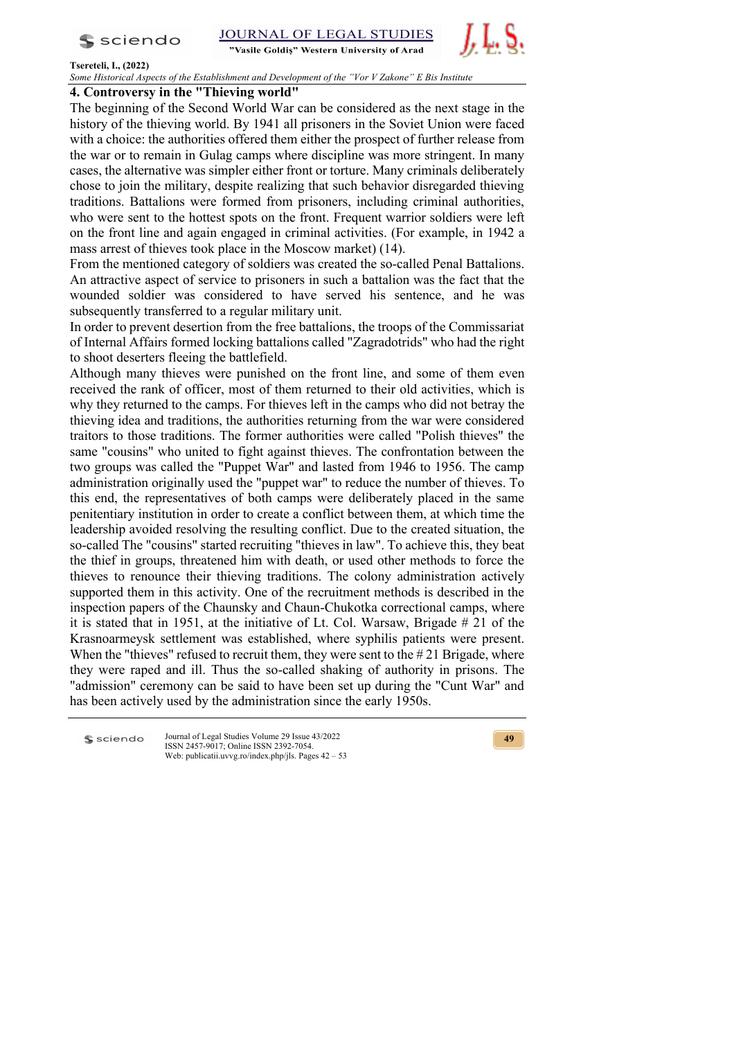## 4. Controversy in the "Thieving world"

The beginning of the Second World War can be considered as the next stage in the history of the thieving world. By 1941 all prisoners in the Soviet Union were faced with a choice: the authorities offered them either the prospect of further release from the war or to remain in Gulag camps where discipline was more stringent. In many cases, the alternative was simpler either front or torture. Many criminals deliberately chose to join the military, despite realizing that such behavior disregarded thieving traditions. Battalions were formed from prisoners, including criminal authorities, who were sent to the hottest spots on the front. Frequent warrior soldiers were left on the front line and again engaged in criminal activities. (For example, in 1942 a mass arrest of thieves took place in the Moscow market) (14).

From the mentioned category of soldiers was created the so-called Penal Battalions. An attractive aspect of service to prisoners in such a battalion was the fact that the wounded soldier was considered to have served his sentence, and he was subsequently transferred to a regular military unit.

In order to prevent desertion from the free battalions, the troops of the Commissariat of Internal Affairs formed locking battalions called "Zagradotrids" who had the right to shoot deserters fleeing the battlefield.

Although many thieves were punished on the front line, and some of them even received the rank of officer, most of them returned to their old activities, which is why they returned to the camps. For thieves left in the camps who did not betray the thieving idea and traditions, the authorities returning from the war were considered traitors to those traditions. The former authorities were called "Polish thieves" the same "cousins" who united to fight against thieves. The confrontation between the two groups was called the "Puppet War" and lasted from 1946 to 1956. The camp administration originally used the "puppet war" to reduce the number of thieves. To this end, the representatives of both camps were deliberately placed in the same penitentiary institution in order to create a conflict between them, at which time the leadership avoided resolving the resulting conflict. Due to the created situation, the so-called The "cousins" started recruiting "thieves in law". To achieve this, they beat the thief in groups, threatened him with death, or used other methods to force the thieves to renounce their thieving traditions. The colony administration actively supported them in this activity. One of the recruitment methods is described in the inspection papers of the Chaunsky and Chaun-Chukotka correctional camps, where it is stated that in 1951, at the initiative of Lt. Col. Warsaw, Brigade # 21 of the Krasnoarmeysk settlement was established, where syphilis patients were present. When the "thieves" refused to recruit them, they were sent to the # 21 Brigade, where they were raped and ill. Thus the so-called shaking of authority in prisons. The "admission" ceremony can be said to have been set up during the "Cunt War" and has been actively used by the administration since the early 1950s.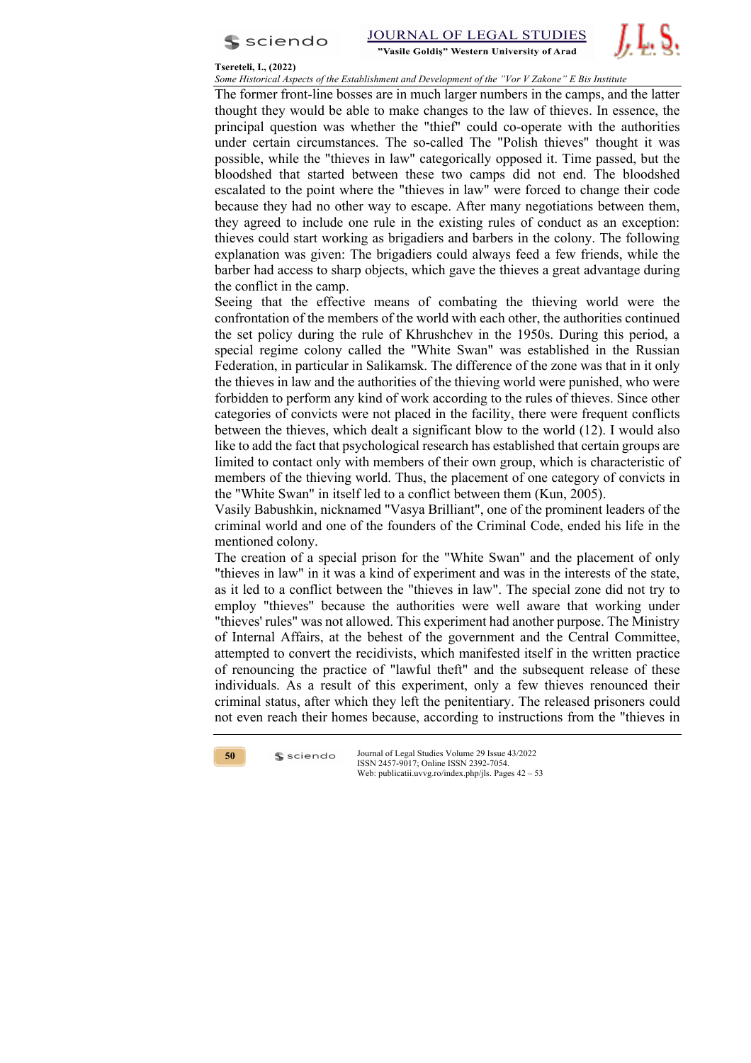The former front-line bosses are in much larger numbers in the camps, and the latter thought they would be able to make changes to the law of thieves. In essence, the principal question was whether the "thief" could co-operate with the authorities under certain circumstances. The so-called The "Polish thieves" thought it was possible, while the "thieves in law" categorically opposed it. Time passed, but the bloodshed that started between these two camps did not end. The bloodshed escalated to the point where the "thieves in law" were forced to change their code because they had no other way to escape. After many negotiations between them, they agreed to include one rule in the existing rules of conduct as an exception: thieves could start working as brigadiers and barbers in the colony. The following explanation was given: The brigadiers could always feed a few friends, while the barber had access to sharp objects, which gave the thieves a great advantage during the conflict in the camp.

Seeing that the effective means of combating the thieving world were the confrontation of the members of the world with each other, the authorities continued the set policy during the rule of Khrushchev in the 1950s. During this period, a special regime colony called the "White Swan" was established in the Russian Federation, in particular in Salikamsk. The difference of the zone was that in it only the thieves in law and the authorities of the thieving world were punished, who were forbidden to perform any kind of work according to the rules of thieves. Since other categories of convicts were not placed in the facility, there were frequent conflicts between the thieves, which dealt a significant blow to the world (12). I would also like to add the fact that psychological research has established that certain groups are limited to contact only with members of their own group, which is characteristic of members of the thieving world. Thus, the placement of one category of convicts in the "White Swan" in itself led to a conflict between them (Kun, 2005).

Vasily Babushkin, nicknamed "Vasya Brilliant", one of the prominent leaders of the criminal world and one of the founders of the Criminal Code, ended his life in the mentioned colony.

The creation of a special prison for the "White Swan" and the placement of only "thieves in law" in it was a kind of experiment and was in the interests of the state, as it led to a conflict between the "thieves in law". The special zone did not try to employ "thieves" because the authorities were well aware that working under "thieves' rules" was not allowed. This experiment had another purpose. The Ministry of Internal Affairs, at the behest of the government and the Central Committee, attempted to convert the recidivists, which manifested itself in the written practice of renouncing the practice of "lawful theft" and the subsequent release of these individuals. As a result of this experiment, only a few thieves renounced their criminal status, after which they left the penitentiary. The released prisoners could not even reach their homes because, according to instructions from the "thieves in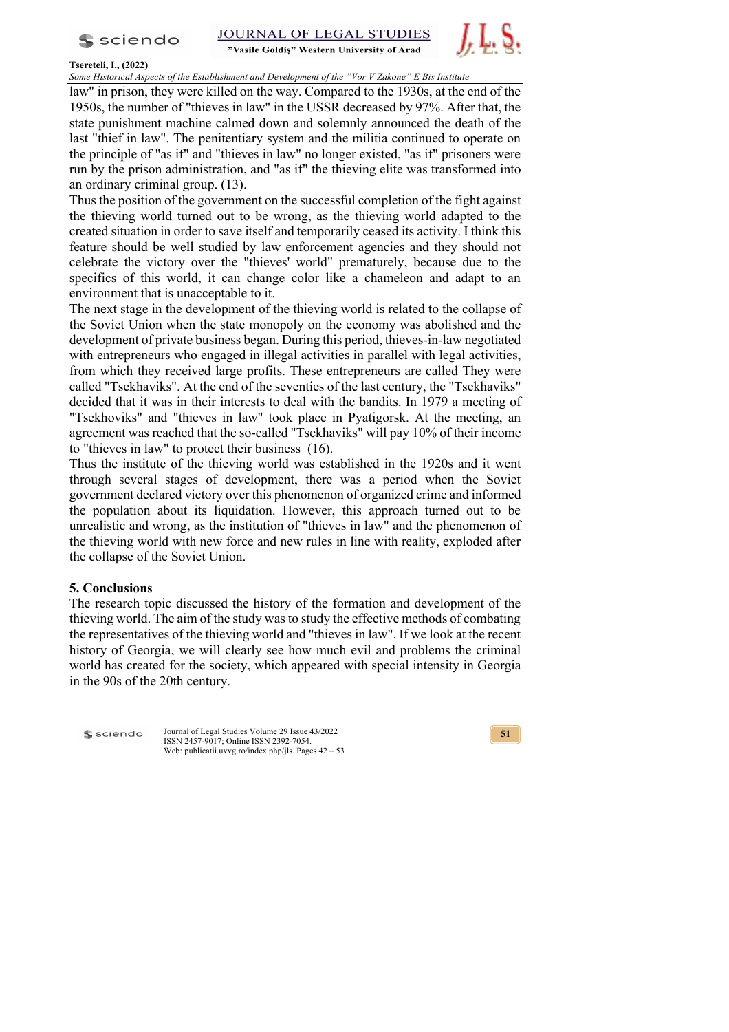law" in prison, they were killed on the way. Compared to the 1930s, at the end of the 1950s, the number of "thieves in law" in the USSR decreased by 97%. After that, the state punishment machine calmed down and solemnly announced the death of the last "thief in law". The penitentiary system and the militia continued to operate on the principle of "as if" and "thieves in law" no longer existed, "as if" prisoners were run by the prison administration, and "as if" the thieving elite was transformed into an ordinary criminal group. (13).

Thus the position of the government on the successful completion of the fight against the thieving world turned out to be wrong, as the thieving world adapted to the created situation in order to save itself and temporarily ceased its activity. I think this feature should be well studied by law enforcement agencies and they should not celebrate the victory over the "thieves' world" prematurely, because due to the specifics of this world, it can change color like a chameleon and adapt to an environment that is unacceptable to it.

The next stage in the development of the thieving world is related to the collapse of the Soviet Union when the state monopoly on the economy was abolished and the development of private business began. During this period, thieves-in-law negotiated with entrepreneurs who engaged in illegal activities in parallel with legal activities, from which they received large profits. These entrepreneurs are called They were called "Tsekhaviks". At the end of the seventies of the last century, the "Tsekhaviks" decided that it was in their interests to deal with the bandits. In 1979 a meeting of "Tsekhoviks" and "thieves in law" took place in Pyatigorsk. At the meeting, an agreement was reached that the so-called "Tsekhaviks" will pay 10% of their income to "thieves in law" to protect their business (16).

Thus the institute of the thieving world was established in the 1920s and it went through several stages of development, there was a period when the Soviet government declared victory over this phenomenon of organized crime and informed the population about its liquidation. However, this approach turned out to be unrealistic and wrong, as the institution of "thieves in law" and the phenomenon of the thieving world with new force and new rules in line with reality, exploded after the collapse of the Soviet Union.

## 5. Conclusions

The research topic discussed the history of the formation and development of the thieving world. The aim of the study was to study the effective methods of combating the representatives of the thieving world and "thieves in law". If we look at the recent history of Georgia, we will clearly see how much evil and problems the criminal world has created for the society, which appeared with special intensity in Georgia in the 90s of the 20th century.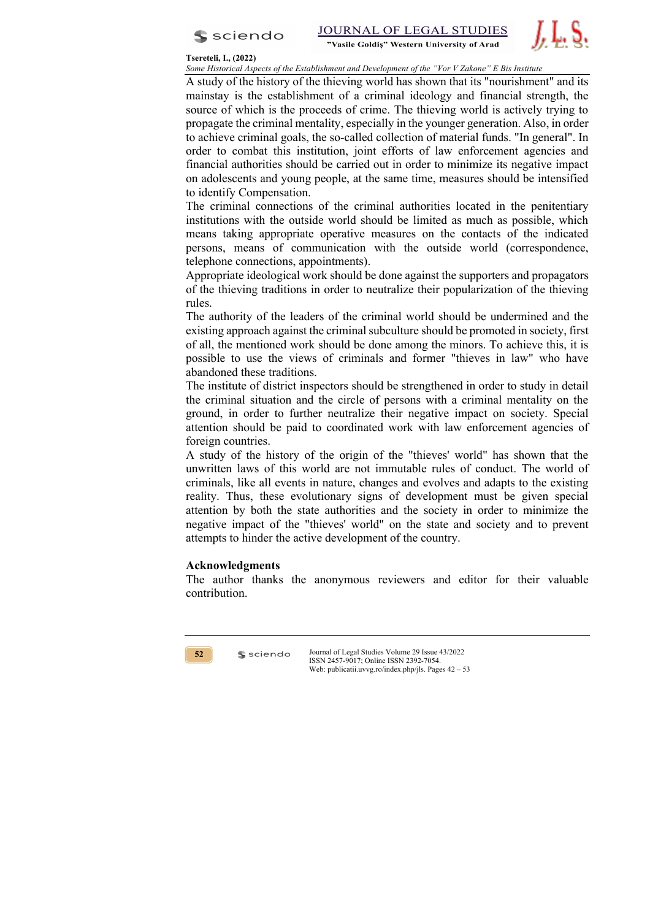A study of the history of the thieving world has shown that its "nourishment" and its mainstay is the establishment of a criminal ideology and financial strength, the source of which is the proceeds of crime. The thieving world is actively trying to propagate the criminal mentality, especially in the younger generation. Also, in order to achieve criminal goals, the so-called collection of material funds. "In general". In order to combat this institution, joint efforts of law enforcement agencies and financial authorities should be carried out in order to minimize its negative impact on adolescents and young people, at the same time, measures should be intensified to identify Compensation.

The criminal connections of the criminal authorities located in the penitentiary institutions with the outside world should be limited as much as possible, which means taking appropriate operative measures on the contacts of the indicated persons, means of communication with the outside world (correspondence, telephone connections, appointments).

Appropriate ideological work should be done against the supporters and propagators of the thieving traditions in order to neutralize their popularization of the thieving rules.

The authority of the leaders of the criminal world should be undermined and the existing approach against the criminal subculture should be promoted in society, first of all, the mentioned work should be done among the minors. To achieve this, it is possible to use the views of criminals and former "thieves in law" who have abandoned these traditions.

The institute of district inspectors should be strengthened in order to study in detail the criminal situation and the circle of persons with a criminal mentality on the ground, in order to further neutralize their negative impact on society. Special attention should be paid to coordinated work with law enforcement agencies of foreign countries.

A study of the history of the origin of the "thieves' world" has shown that the unwritten laws of this world are not immutable rules of conduct. The world of criminals, like all events in nature, changes and evolves and adapts to the existing reality. Thus, these evolutionary signs of development must be given special attention by both the state authorities and the society in order to minimize the negative impact of the "thieves' world" on the state and society and to prevent attempts to hinder the active development of the country.

**Acknowledgments**

The author thanks the anonymous reviewers and editor for their valuable contribution.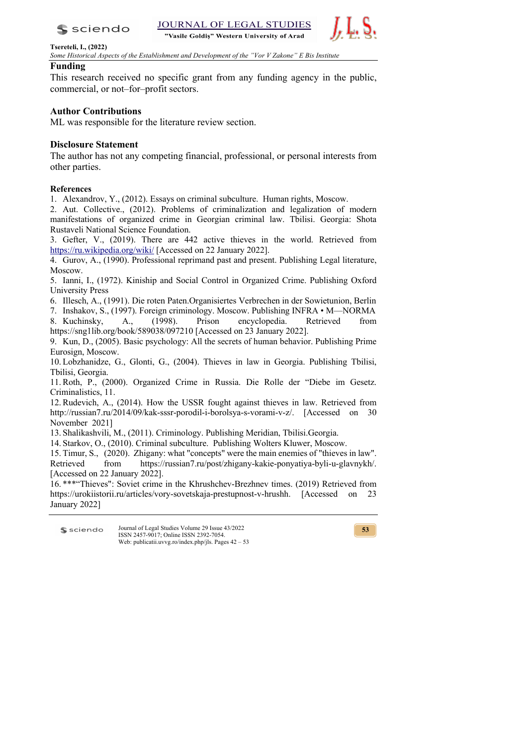## Funding

This research received no specific grant from any funding agency in the public, commercial, or not–for–profit sectors.

## Author Contributions

ML was responsible for the literature review section.

## Disclosure Statement

The author has not any competing financial, professional, or personal interests from other parties.

## References

1. Alexandrov, Y., (2012). Essays on criminal subculture. Human rights, Moscow.
2. Aut. Collective., (2012). Problems of criminalization and legalization of modern manifestations of organized crime in Georgian criminal law. Tbilisi. Georgia: Shota Rustaveli National Science Foundation.
3. Gefter, V., (2019). There are 442 active thieves in the world. Retrieved from https://ru.wikipedia.org/wiki/ [Accessed on 22 January 2022].
4. Gurov, A., (1990). Professional reprimand past and present. Publishing Legal literature, Moscow.
5. Ianni, I., (1972). Kiniship and Social Control in Organized Crime. Publishing Oxford University Press
6. Illesch, A., (1991). Die roten Paten.Organisiertes Verbrechen in der Sowietunion, Berlin
7. Inshakov, S., (1997). Foreign criminology. Moscow. Publishing INFRA • M—NORMA
8. Kuchinsky, A., (1998). Prison encyclopedia. Retrieved from https://sng1lib.org/book/589038/097210 [Accessed on 23 January 2022].
9. Kun, D., (2005). Basic psychology: All the secrets of human behavior. Publishing Prime Eurosign, Moscow.
10. Lobzhanidze, G., Glonti, G., (2004). Thieves in law in Georgia. Publishing Tbilisi, Tbilisi, Georgia.
11. Roth, P., (2000). Organized Crime in Russia. Die Rolle der "Diebe im Gesetz. Criminalistics, 11.
12. Rudevich, A., (2014). How the USSR fought against thieves in law. Retrieved from http://russian7.ru/2014/09/kak-sssr-porodil-i-borolsya-s-vorami-v-z/. [Accessed on 30 November 2021]
13. Shalikashvili, M., (2011). Criminology. Publishing Meridian, Tbilisi.Georgia.
14. Starkov, O., (2010). Criminal subculture. Publishing Wolters Kluwer, Moscow.
15. Timur, S., (2020). Zhigany: what "concepts" were the main enemies of "thieves in law". Retrieved from https://russian7.ru/post/zhigany-kakie-ponyatiya-byli-u-glavnykh/. [Accessed on 22 January 2022].
16. ***"Thieves": Soviet crime in the Khrushchev-Brezhnev times. (2019) Retrieved from https://urokiistorii.ru/articles/vory-sovetskaja-prestupnost-v-hrushh. [Accessed on 23 January 2022]